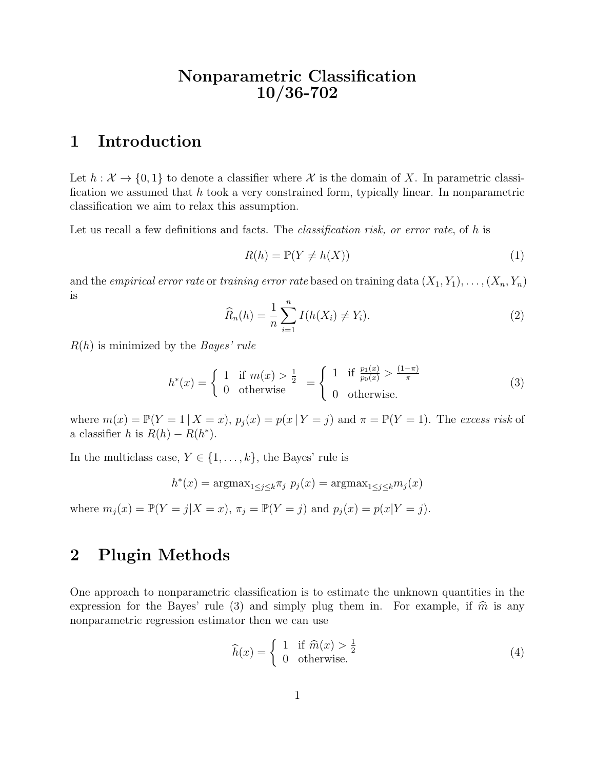# Nonparametric Classification
# 10/36-702

## 1 Introduction

Let $h : \mathcal{X} \to \{0, 1\}$ to denote a classifier where $\mathcal{X}$ is the domain of $X$. In parametric classification we assumed that $h$ took a very constrained form, typically linear. In nonparametric classification we aim to relax this assumption.

Let us recall a few definitions and facts. The *classification risk, or error rate*, of $h$ is

$$R(h) = \mathbb{P}(Y \neq h(X)) \tag{1}$$

and the *empirical error rate* or *training error rate* based on training data $(X_1, Y_1), \ldots, (X_n, Y_n)$ is

$$\widehat{R}_n(h) = \frac{1}{n} \sum_{i=1}^{n} I(h(X_i) \neq Y_i). \tag{2}$$

$R(h)$ is minimized by the *Bayes' rule*

$$h^*(x) = \begin{cases} 1 & \text{if } m(x) > \frac{1}{2} \\ 0 & \text{otherwise} \end{cases} = \begin{cases} 1 & \text{if } \frac{p_1(x)}{p_0(x)} > \frac{(1-\pi)}{\pi} \\ 0 & \text{otherwise.} \end{cases} \tag{3}$$

where $m(x) = \mathbb{P}(Y = 1 \,|\, X = x)$, $p_j(x) = p(x \,|\, Y = j)$ and $\pi = \mathbb{P}(Y = 1)$. The *excess risk* of a classifier $h$ is $R(h) - R(h^*)$.

In the multiclass case, $Y \in \{1, \ldots, k\}$, the Bayes' rule is

$$h^*(x) = \text{argmax}_{1 \leq j \leq k} \pi_j \; p_j(x) = \text{argmax}_{1 \leq j \leq k} m_j(x)$$

where $m_j(x) = \mathbb{P}(Y = j | X = x)$, $\pi_j = \mathbb{P}(Y = j)$ and $p_j(x) = p(x | Y = j)$.

## 2 Plugin Methods

One approach to nonparametric classification is to estimate the unknown quantities in the expression for the Bayes' rule (3) and simply plug them in. For example, if $\widehat{m}$ is any nonparametric regression estimator then we can use

$$\widehat{h}(x) = \begin{cases} 1 & \text{if } \widehat{m}(x) > \frac{1}{2} \\ 0 & \text{otherwise.} \end{cases} \tag{4}$$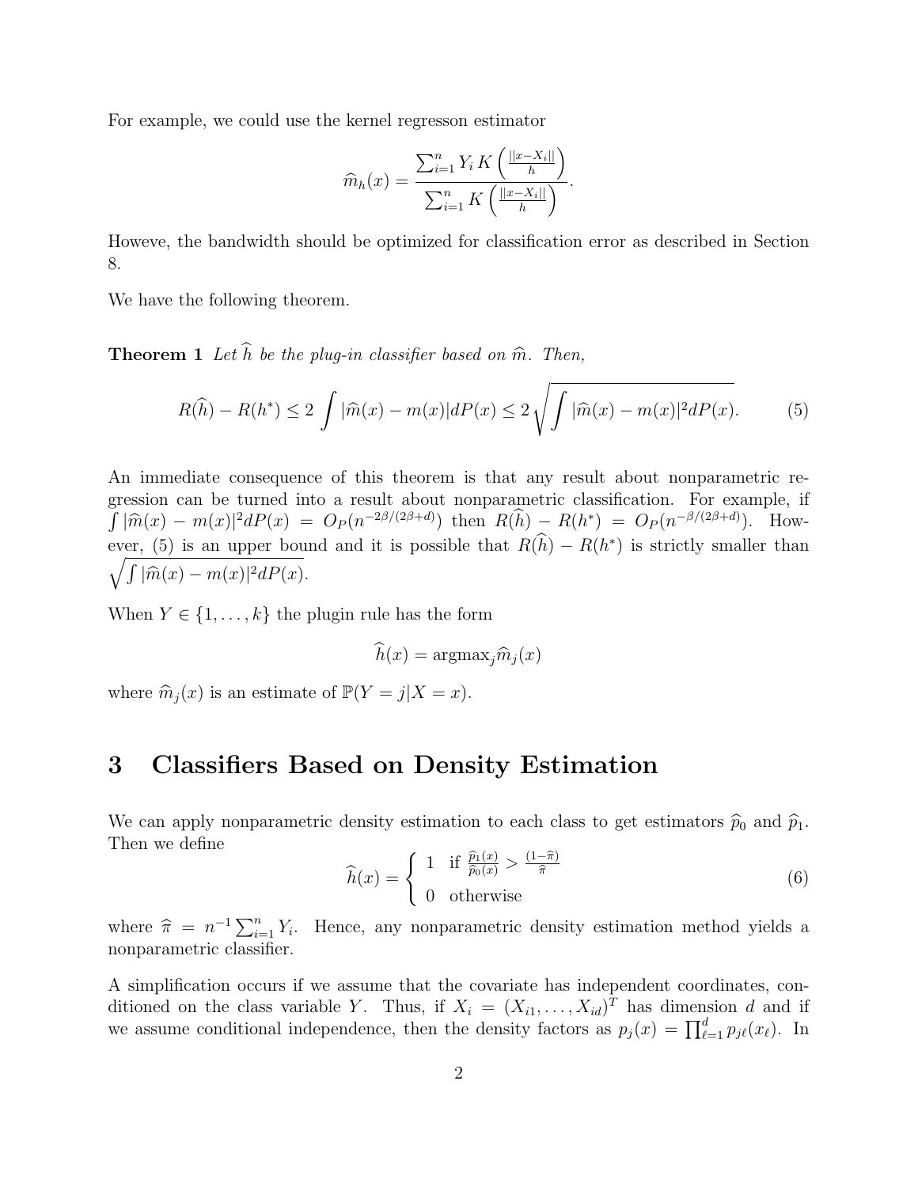For example, we could use the kernel regresson estimator

$$\widehat{m}_h(x) = \frac{\sum_{i=1}^n Y_i \, K\left(\frac{||x-X_i||}{h}\right)}{\sum_{i=1}^n K\left(\frac{||x-X_i||}{h}\right)}.$$

Howeve, the bandwidth should be optimized for classification error as described in Section 8.

We have the following theorem.

**Theorem 1** *Let $\widehat{h}$ be the plug-in classifier based on $\widehat{m}$. Then,*

$$R(\widehat{h}) - R(h^*) \leq 2 \int |\widehat{m}(x) - m(x)| dP(x) \leq 2 \sqrt{\int |\widehat{m}(x) - m(x)|^2 dP(x)}. \tag{5}$$

An immediate consequence of this theorem is that any result about nonparametric regression can be turned into a result about nonparametric classification. For example, if $\int |\widehat{m}(x) - m(x)|^2 dP(x) = O_P(n^{-2\beta/(2\beta+d)})$ then $R(\widehat{h}) - R(h^*) = O_P(n^{-\beta/(2\beta+d)})$. However, (5) is an upper bound and it is possible that $R(\widehat{h}) - R(h^*)$ is strictly smaller than $\sqrt{\int |\widehat{m}(x) - m(x)|^2 dP(x)}$.

When $Y \in \{1, \ldots, k\}$ the plugin rule has the form

$$\widehat{h}(x) = \text{argmax}_j \widehat{m}_j(x)$$

where $\widehat{m}_j(x)$ is an estimate of $\mathbb{P}(Y = j|X = x)$.

# 3 Classifiers Based on Density Estimation

We can apply nonparametric density estimation to each class to get estimators $\widehat{p}_0$ and $\widehat{p}_1$. Then we define

$$\widehat{h}(x) = \begin{cases} 1 & \text{if } \frac{\widehat{p}_1(x)}{\widehat{p}_0(x)} > \frac{(1-\widehat{\pi})}{\widehat{\pi}} \\ 0 & \text{otherwise} \end{cases} \tag{6}$$

where $\widehat{\pi} = n^{-1} \sum_{i=1}^n Y_i$. Hence, any nonparametric density estimation method yields a nonparametric classifier.

A simplification occurs if we assume that the covariate has independent coordinates, conditioned on the class variable $Y$. Thus, if $X_i = (X_{i1}, \ldots, X_{id})^T$ has dimension $d$ and if we assume conditional independence, then the density factors as $p_j(x) = \prod_{\ell=1}^d p_{j\ell}(x_\ell)$. In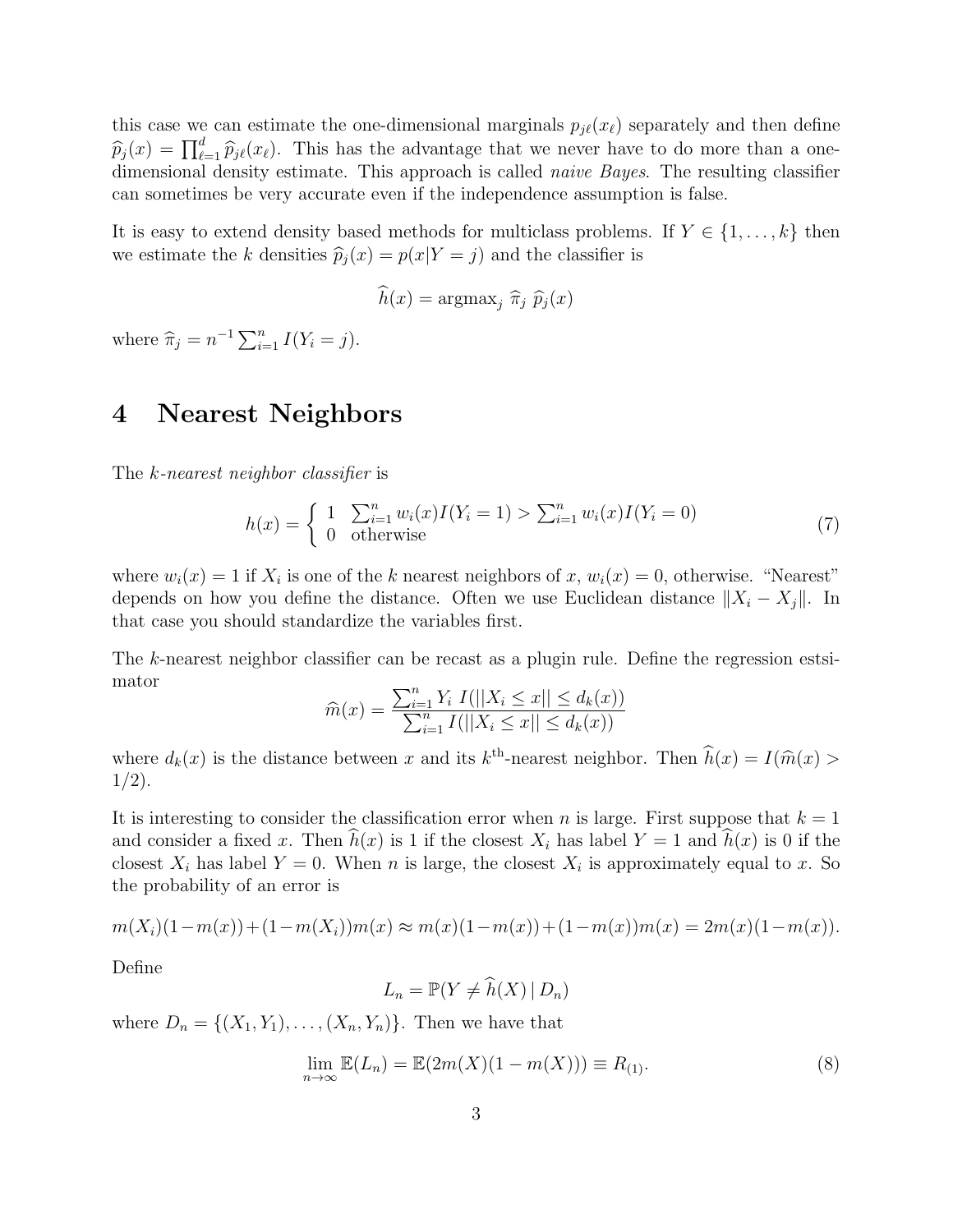this case we can estimate the one-dimensional marginals $p_{j\ell}(x_\ell)$ separately and then define $\widehat{p}_j(x) = \prod_{\ell=1}^d \widehat{p}_{j\ell}(x_\ell)$. This has the advantage that we never have to do more than a one-dimensional density estimate. This approach is called *naive Bayes*. The resulting classifier can sometimes be very accurate even if the independence assumption is false.

It is easy to extend density based methods for multiclass problems. If $Y \in \{1, \ldots, k\}$ then we estimate the $k$ densities $\widehat{p}_j(x) = p(x|Y = j)$ and the classifier is

$$\widehat{h}(x) = \text{argmax}_j \ \widehat{\pi}_j \ \widehat{p}_j(x)$$

where $\widehat{\pi}_j = n^{-1} \sum_{i=1}^n I(Y_i = j)$.

# 4 Nearest Neighbors

The *k-nearest neighbor classifier* is

$$h(x) = \begin{cases} 1 & \sum_{i=1}^n w_i(x) I(Y_i = 1) > \sum_{i=1}^n w_i(x) I(Y_i = 0) \\ 0 & \text{otherwise} \end{cases} \tag{7}$$

where $w_i(x) = 1$ if $X_i$ is one of the $k$ nearest neighbors of $x$, $w_i(x) = 0$, otherwise. "Nearest" depends on how you define the distance. Often we use Euclidean distance $\|X_i - X_j\|$. In that case you should standardize the variables first.

The $k$-nearest neighbor classifier can be recast as a plugin rule. Define the regression estsimator

$$\widehat{m}(x) = \frac{\sum_{i=1}^n Y_i \ I(||X_i \leq x|| \leq d_k(x))}{\sum_{i=1}^n I(||X_i \leq x|| \leq d_k(x))}$$

where $d_k(x)$ is the distance between $x$ and its $k^{\text{th}}$-nearest neighbor. Then $\widehat{h}(x) = I(\widehat{m}(x) > 1/2)$.

It is interesting to consider the classification error when $n$ is large. First suppose that $k = 1$ and consider a fixed $x$. Then $\widehat{h}(x)$ is 1 if the closest $X_i$ has label $Y = 1$ and $\widehat{h}(x)$ is 0 if the closest $X_i$ has label $Y = 0$. When $n$ is large, the closest $X_i$ is approximately equal to $x$. So the probability of an error is

$$m(X_i)(1-m(x)) + (1-m(X_i))m(x) \approx m(x)(1-m(x)) + (1-m(x))m(x) = 2m(x)(1-m(x)).$$

Define

$$L_n = \mathbb{P}(Y \neq \widehat{h}(X) \,|\, D_n)$$

where $D_n = \{(X_1, Y_1), \ldots, (X_n, Y_n)\}$. Then we have that

$$\lim_{n \to \infty} \mathbb{E}(L_n) = \mathbb{E}(2m(X)(1 - m(X))) \equiv R_{(1)}. \tag{8}$$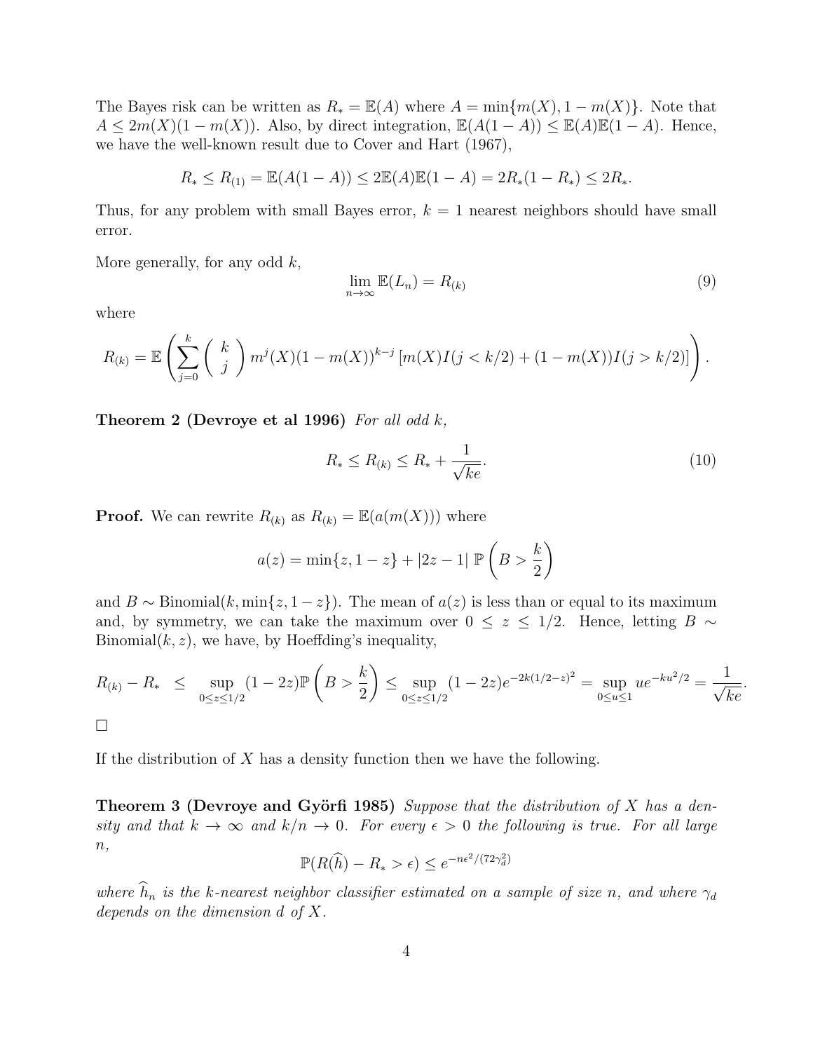The Bayes risk can be written as $R_* = \mathbb{E}(A)$ where $A = \min\{m(X), 1 - m(X)\}$. Note that $A \leq 2m(X)(1 - m(X))$. Also, by direct integration, $\mathbb{E}(A(1 - A)) \leq \mathbb{E}(A)\mathbb{E}(1 - A)$. Hence, we have the well-known result due to Cover and Hart (1967),

$$R_* \leq R_{(1)} = \mathbb{E}(A(1 - A)) \leq 2\mathbb{E}(A)\mathbb{E}(1 - A) = 2R_*(1 - R_*) \leq 2R_*.$$

Thus, for any problem with small Bayes error, $k = 1$ nearest neighbors should have small error.

More generally, for any odd $k$,

$$\lim_{n \to \infty} \mathbb{E}(L_n) = R_{(k)} \tag{9}$$

where

$$R_{(k)} = \mathbb{E}\left( \sum_{j=0}^{k} \binom{k}{j} m^j(X)(1 - m(X))^{k-j} \left[ m(X) I(j < k/2) + (1 - m(X)) I(j > k/2) \right] \right).$$

**Theorem 2 (Devroye et al 1996)** *For all odd $k$,*

$$R_* \leq R_{(k)} \leq R_* + \frac{1}{\sqrt{ke}}. \tag{10}$$

**Proof.** We can rewrite $R_{(k)}$ as $R_{(k)} = \mathbb{E}(a(m(X)))$ where

$$a(z) = \min\{z, 1 - z\} + |2z - 1| \; \mathbb{P}\left( B > \frac{k}{2} \right)$$

and $B \sim \text{Binomial}(k, \min\{z, 1 - z\})$. The mean of $a(z)$ is less than or equal to its maximum and, by symmetry, we can take the maximum over $0 \leq z \leq 1/2$. Hence, letting $B \sim \text{Binomial}(k, z)$, we have, by Hoeffding's inequality,

$$R_{(k)} - R_* \;\; \leq \sup_{0 \leq z \leq 1/2} (1 - 2z)\mathbb{P}\left( B > \frac{k}{2} \right) \leq \sup_{0 \leq z \leq 1/2} (1 - 2z) e^{-2k(1/2 - z)^2} = \sup_{0 \leq u \leq 1} u e^{-ku^2/2} = \frac{1}{\sqrt{ke}}.$$

□

If the distribution of $X$ has a density function then we have the following.

**Theorem 3 (Devroye and Györfi 1985)** *Suppose that the distribution of $X$ has a density and that $k \to \infty$ and $k/n \to 0$. For every $\epsilon > 0$ the following is true. For all large $n$,*

$$\mathbb{P}(R(\widehat{h}) - R_* > \epsilon) \leq e^{-n\epsilon^2/(72\gamma_d^2)}$$

*where $\widehat{h}_n$ is the $k$-nearest neighbor classifier estimated on a sample of size $n$, and where $\gamma_d$ depends on the dimension $d$ of $X$.*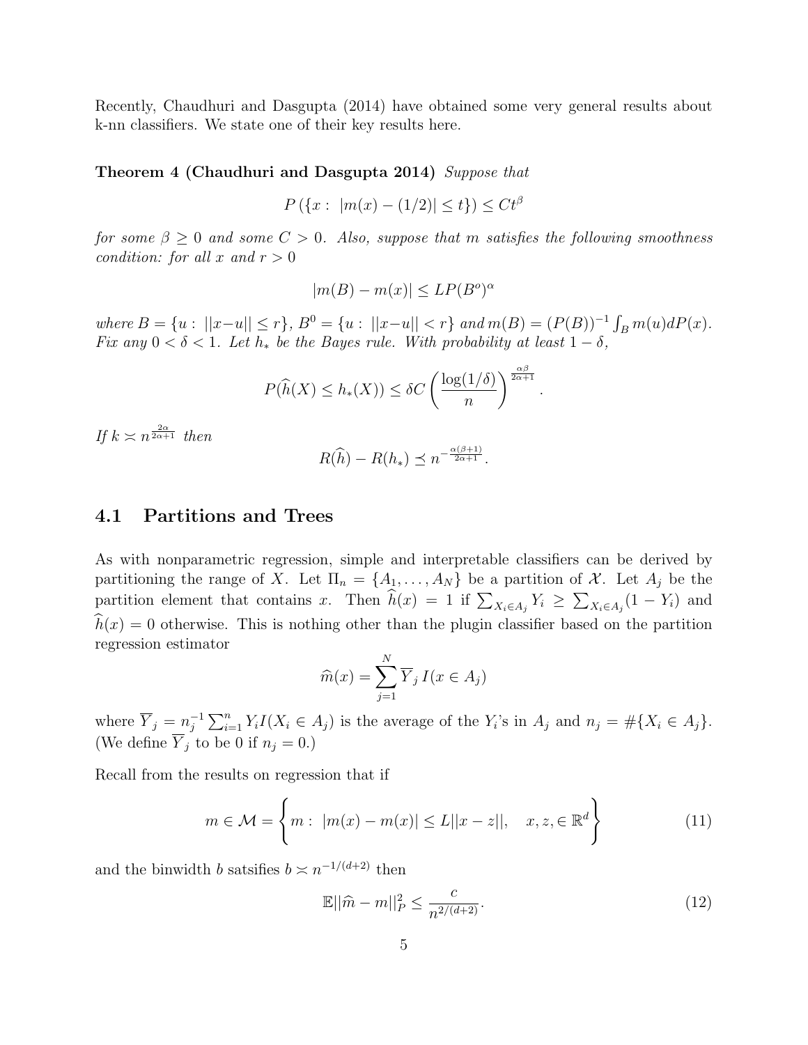Recently, Chaudhuri and Dasgupta (2014) have obtained some very general results about k-nn classifiers. We state one of their key results here.

**Theorem 4 (Chaudhuri and Dasgupta 2014)** *Suppose that*

$$P\left(\{x:\ |m(x) - (1/2)| \leq t\}\right) \leq Ct^{\beta}$$

*for some $\beta \geq 0$ and some $C > 0$. Also, suppose that $m$ satisfies the following smoothness condition: for all $x$ and $r > 0$*

$$|m(B) - m(x)| \leq LP(B^{o})^{\alpha}$$

*where $B = \{u:\ ||x-u|| \leq r\}$, $B^0 = \{u:\ ||x-u|| < r\}$ and $m(B) = (P(B))^{-1}\int_B m(u)dP(x)$. Fix any $0 < \delta < 1$. Let $h_*$ be the Bayes rule. With probability at least $1-\delta$,*

$$P(\widehat{h}(X) \leq h_*(X)) \leq \delta C\left(\frac{\log(1/\delta)}{n}\right)^{\frac{\alpha\beta}{2\alpha+1}}.$$

*If $k \asymp n^{\frac{2\alpha}{2\alpha+1}}$ then*

$$R(\widehat{h}) - R(h_*) \preceq n^{-\frac{\alpha(\beta+1)}{2\alpha+1}}.$$

## 4.1 Partitions and Trees

As with nonparametric regression, simple and interpretable classifiers can be derived by partitioning the range of $X$. Let $\Pi_n = \{A_1, \ldots, A_N\}$ be a partition of $\mathcal{X}$. Let $A_j$ be the partition element that contains $x$. Then $\widehat{h}(x) = 1$ if $\sum_{X_i \in A_j} Y_i \geq \sum_{X_i \in A_j}(1 - Y_i)$ and $\widehat{h}(x) = 0$ otherwise. This is nothing other than the plugin classifier based on the partition regression estimator

$$\widehat{m}(x) = \sum_{j=1}^{N} \overline{Y}_j\, I(x \in A_j)$$

where $\overline{Y}_j = n_j^{-1}\sum_{i=1}^n Y_i I(X_i \in A_j)$ is the average of the $Y_i$'s in $A_j$ and $n_j = \#\{X_i \in A_j\}$. (We define $\overline{Y}_j$ to be 0 if $n_j = 0$.)

Recall from the results on regression that if

$$m \in \mathcal{M} = \left\{m:\ |m(x) - m(x)| \leq L||x - z||, \quad x, z, \in \mathbb{R}^d\right\} \tag{11}$$

and the binwidth $b$ satsifies $b \asymp n^{-1/(d+2)}$ then

$$\mathbb{E}||\widehat{m} - m||_P^2 \leq \frac{c}{n^{2/(d+2)}}. \tag{12}$$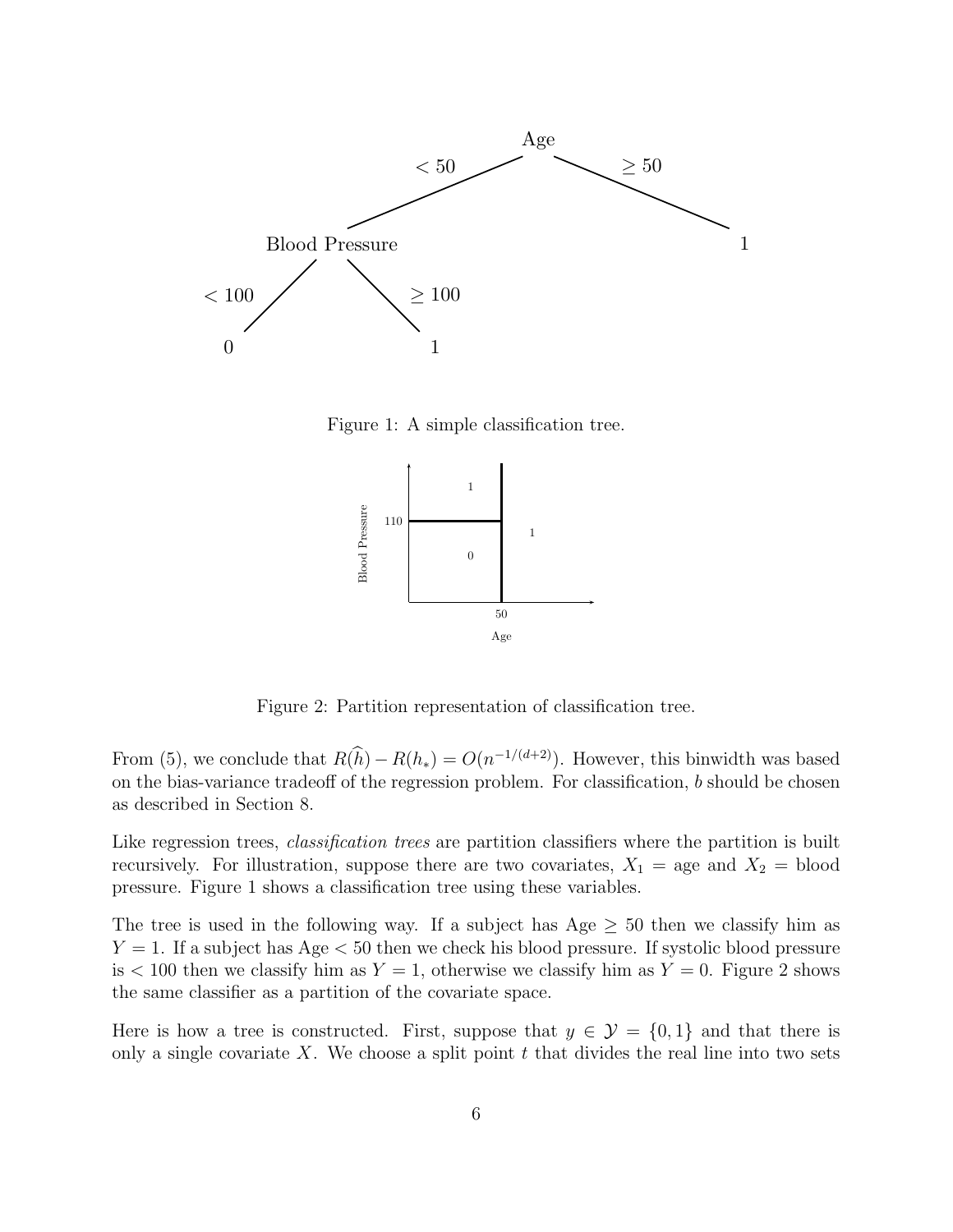Figure 1: A simple classification tree.

Figure 2: Partition representation of classification tree.

From (5), we conclude that $R(\widehat{h}) - R(h_*) = O(n^{-1/(d+2)})$. However, this binwidth was based on the bias-variance tradeoff of the regression problem. For classification, $b$ should be chosen as described in Section 8.

Like regression trees, *classification trees* are partition classifiers where the partition is built recursively. For illustration, suppose there are two covariates, $X_1$ = age and $X_2$ = blood pressure. Figure 1 shows a classification tree using these variables.

The tree is used in the following way. If a subject has Age $\geq 50$ then we classify him as $Y = 1$. If a subject has Age $< 50$ then we check his blood pressure. If systolic blood pressure is $< 100$ then we classify him as $Y = 1$, otherwise we classify him as $Y = 0$. Figure 2 shows the same classifier as a partition of the covariate space.

Here is how a tree is constructed. First, suppose that $y \in \mathcal{Y} = \{0, 1\}$ and that there is only a single covariate $X$. We choose a split point $t$ that divides the real line into two sets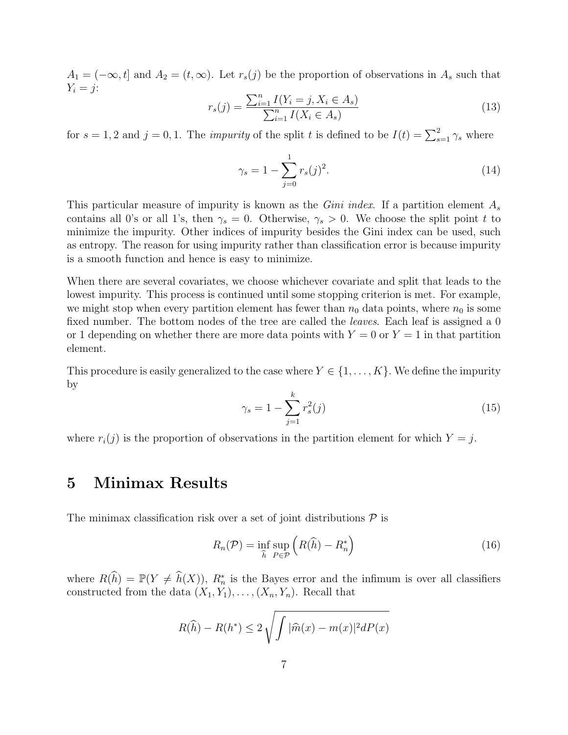$A_1 = (-\infty, t]$ and $A_2 = (t, \infty)$. Let $r_s(j)$ be the proportion of observations in $A_s$ such that $Y_i = j$:

$$r_s(j) = \frac{\sum_{i=1}^n I(Y_i = j, X_i \in A_s)}{\sum_{i=1}^n I(X_i \in A_s)} \tag{13}$$

for $s = 1, 2$ and $j = 0, 1$. The *impurity* of the split $t$ is defined to be $I(t) = \sum_{s=1}^2 \gamma_s$ where

$$\gamma_s = 1 - \sum_{j=0}^{1} r_s(j)^2. \tag{14}$$

This particular measure of impurity is known as the *Gini index*. If a partition element $A_s$ contains all 0's or all 1's, then $\gamma_s = 0$. Otherwise, $\gamma_s > 0$. We choose the split point $t$ to minimize the impurity. Other indices of impurity besides the Gini index can be used, such as entropy. The reason for using impurity rather than classification error is because impurity is a smooth function and hence is easy to minimize.

When there are several covariates, we choose whichever covariate and split that leads to the lowest impurity. This process is continued until some stopping criterion is met. For example, we might stop when every partition element has fewer than $n_0$ data points, where $n_0$ is some fixed number. The bottom nodes of the tree are called the *leaves*. Each leaf is assigned a 0 or 1 depending on whether there are more data points with $Y = 0$ or $Y = 1$ in that partition element.

This procedure is easily generalized to the case where $Y \in \{1, \ldots, K\}$. We define the impurity by

$$\gamma_s = 1 - \sum_{j=1}^{k} r_s^2(j) \tag{15}$$

where $r_i(j)$ is the proportion of observations in the partition element for which $Y = j$.

# 5 Minimax Results

The minimax classification risk over a set of joint distributions $\mathcal{P}$ is

$$R_n(\mathcal{P}) = \inf_{\widehat{h}} \sup_{P \in \mathcal{P}} \left( R(\widehat{h}) - R_n^* \right) \tag{16}$$

where $R(\widehat{h}) = \mathbb{P}(Y \neq \widehat{h}(X))$, $R_n^*$ is the Bayes error and the infimum is over all classifiers constructed from the data $(X_1, Y_1), \ldots, (X_n, Y_n)$. Recall that

$$R(\widehat{h}) - R(h^*) \leq 2 \sqrt{\int |\widehat{m}(x) - m(x)|^2 dP(x)}$$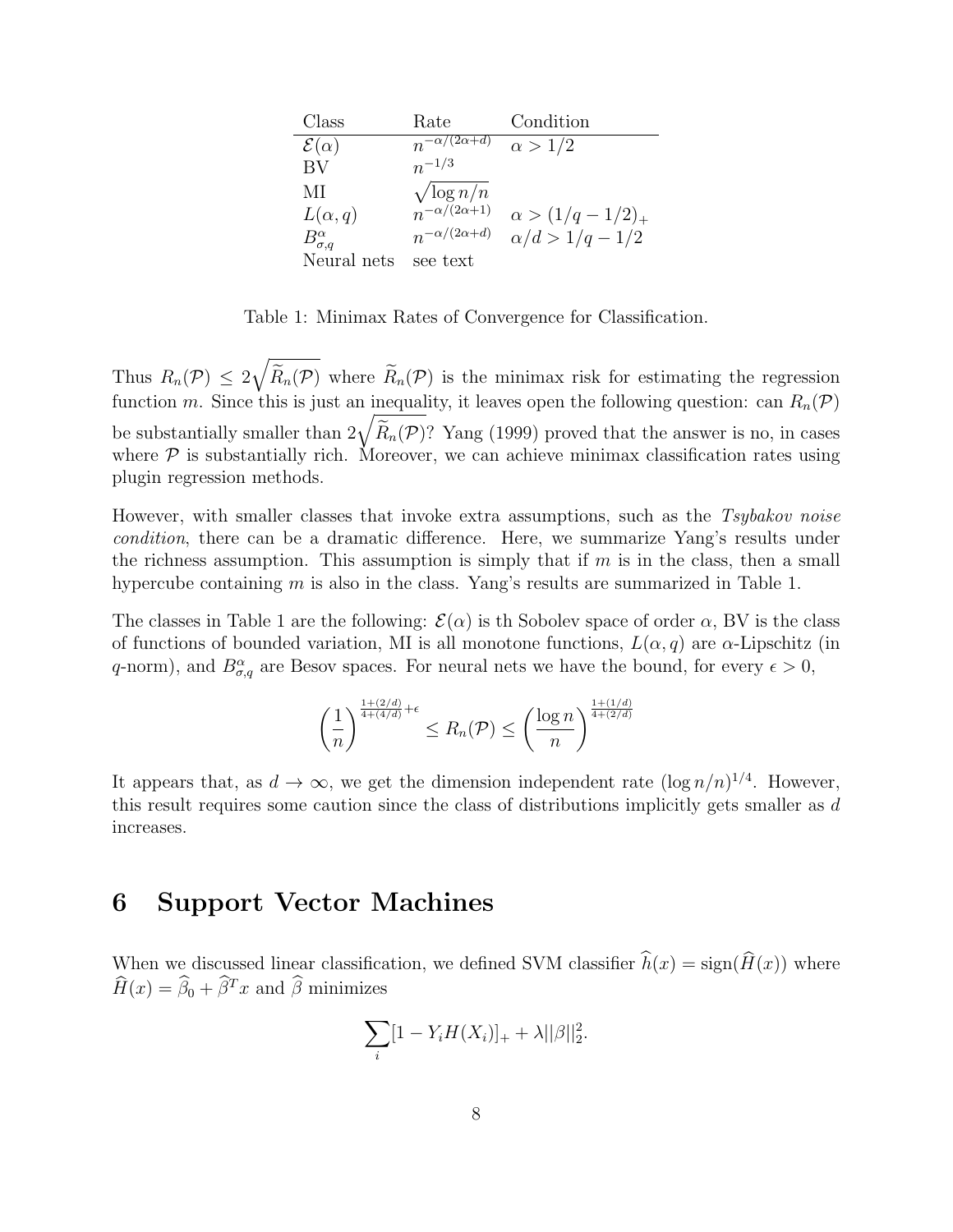| Class | Rate | Condition |
|---|---|---|
| $\mathcal{E}(\alpha)$ | $n^{-\alpha/(2\alpha+d)}$ | $\alpha > 1/2$ |
| BV | $n^{-1/3}$ | |
| MI | $\sqrt{\log n/n}$ | |
| $L(\alpha, q)$ | $n^{-\alpha/(2\alpha+1)}$ | $\alpha > (1/q - 1/2)_+$ |
| $B^{\alpha}_{\sigma,q}$ | $n^{-\alpha/(2\alpha+d)}$ | $\alpha/d > 1/q - 1/2$ |
| Neural nets | see text | |

Table 1: Minimax Rates of Convergence for Classification.

Thus $R_n(\mathcal{P}) \leq 2\sqrt{\widetilde{R}_n(\mathcal{P})}$ where $\widetilde{R}_n(\mathcal{P})$ is the minimax risk for estimating the regression function $m$. Since this is just an inequality, it leaves open the following question: can $R_n(\mathcal{P})$ be substantially smaller than $2\sqrt{\widetilde{R}_n(\mathcal{P})}$? Yang (1999) proved that the answer is no, in cases where $\mathcal{P}$ is substantially rich. Moreover, we can achieve minimax classification rates using plugin regression methods.

However, with smaller classes that invoke extra assumptions, such as the *Tsybakov noise condition*, there can be a dramatic difference. Here, we summarize Yang's results under the richness assumption. This assumption is simply that if $m$ is in the class, then a small hypercube containing $m$ is also in the class. Yang's results are summarized in Table 1.

The classes in Table 1 are the following: $\mathcal{E}(\alpha)$ is th Sobolev space of order $\alpha$, BV is the class of functions of bounded variation, MI is all monotone functions, $L(\alpha, q)$ are $\alpha$-Lipschitz (in $q$-norm), and $B^{\alpha}_{\sigma,q}$ are Besov spaces. For neural nets we have the bound, for every $\epsilon > 0$,

$$\left(\frac{1}{n}\right)^{\frac{1+(2/d)}{4+(4/d)}+\epsilon} \leq R_n(\mathcal{P}) \leq \left(\frac{\log n}{n}\right)^{\frac{1+(1/d)}{4+(2/d)}}$$

It appears that, as $d \to \infty$, we get the dimension independent rate $(\log n/n)^{1/4}$. However, this result requires some caution since the class of distributions implicitly gets smaller as $d$ increases.

# 6 Support Vector Machines

When we discussed linear classification, we defined SVM classifier $\widehat{h}(x) = \text{sign}(\widehat{H}(x))$ where $\widehat{H}(x) = \widehat{\beta}_0 + \widehat{\beta}^T x$ and $\widehat{\beta}$ minimizes

$$\sum_i [1 - Y_i H(X_i)]_+ + \lambda ||\beta||_2^2.$$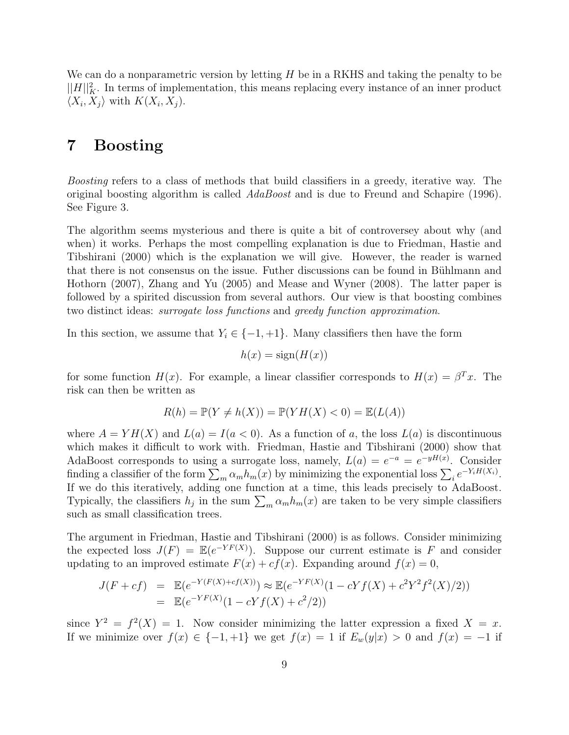We can do a nonparametric version by letting $H$ be in a RKHS and taking the penalty to be $||H||_K^2$. In terms of implementation, this means replacing every instance of an inner product $\langle X_i, X_j \rangle$ with $K(X_i, X_j)$.

# 7 Boosting

*Boosting* refers to a class of methods that build classifiers in a greedy, iterative way. The original boosting algorithm is called *AdaBoost* and is due to Freund and Schapire (1996). See Figure 3.

The algorithm seems mysterious and there is quite a bit of controversey about why (and when) it works. Perhaps the most compelling explanation is due to Friedman, Hastie and Tibshirani (2000) which is the explanation we will give. However, the reader is warned that there is not consensus on the issue. Futher discussions can be found in Bühlmann and Hothorn (2007), Zhang and Yu (2005) and Mease and Wyner (2008). The latter paper is followed by a spirited discussion from several authors. Our view is that boosting combines two distinct ideas: *surrogate loss functions* and *greedy function approximation*.

In this section, we assume that $Y_i \in \{-1, +1\}$. Many classifiers then have the form

$$h(x) = \text{sign}(H(x))$$

for some function $H(x)$. For example, a linear classifier corresponds to $H(x) = \beta^T x$. The risk can then be written as

$$R(h) = \mathbb{P}(Y \neq h(X)) = \mathbb{P}(YH(X) < 0) = \mathbb{E}(L(A))$$

where $A = YH(X)$ and $L(a) = I(a < 0)$. As a function of $a$, the loss $L(a)$ is discontinuous which makes it difficult to work with. Friedman, Hastie and Tibshirani (2000) show that AdaBoost corresponds to using a surrogate loss, namely, $L(a) = e^{-a} = e^{-yH(x)}$. Consider finding a classifier of the form $\sum_m \alpha_m h_m(x)$ by minimizing the exponential loss $\sum_i e^{-Y_i H(X_i)}$. If we do this iteratively, adding one function at a time, this leads precisely to AdaBoost. Typically, the classifiers $h_j$ in the sum $\sum_m \alpha_m h_m(x)$ are taken to be very simple classifiers such as small classification trees.

The argument in Friedman, Hastie and Tibshirani (2000) is as follows. Consider minimizing the expected loss $J(F) = \mathbb{E}(e^{-YF(X)})$. Suppose our current estimate is $F$ and consider updating to an improved estimate $F(x) + cf(x)$. Expanding around $f(x) = 0$,

$$\begin{aligned} J(F + cf) &= \mathbb{E}(e^{-Y(F(X)+cf(X))}) \approx \mathbb{E}(e^{-YF(X)}(1 - cYf(X) + c^2Y^2f^2(X)/2)) \\ &= \mathbb{E}(e^{-YF(X)}(1 - cYf(X) + c^2/2)) \end{aligned}$$

since $Y^2 = f^2(X) = 1$. Now consider minimizing the latter expression a fixed $X = x$. If we minimize over $f(x) \in \{-1, +1\}$ we get $f(x) = 1$ if $E_w(y|x) > 0$ and $f(x) = -1$ if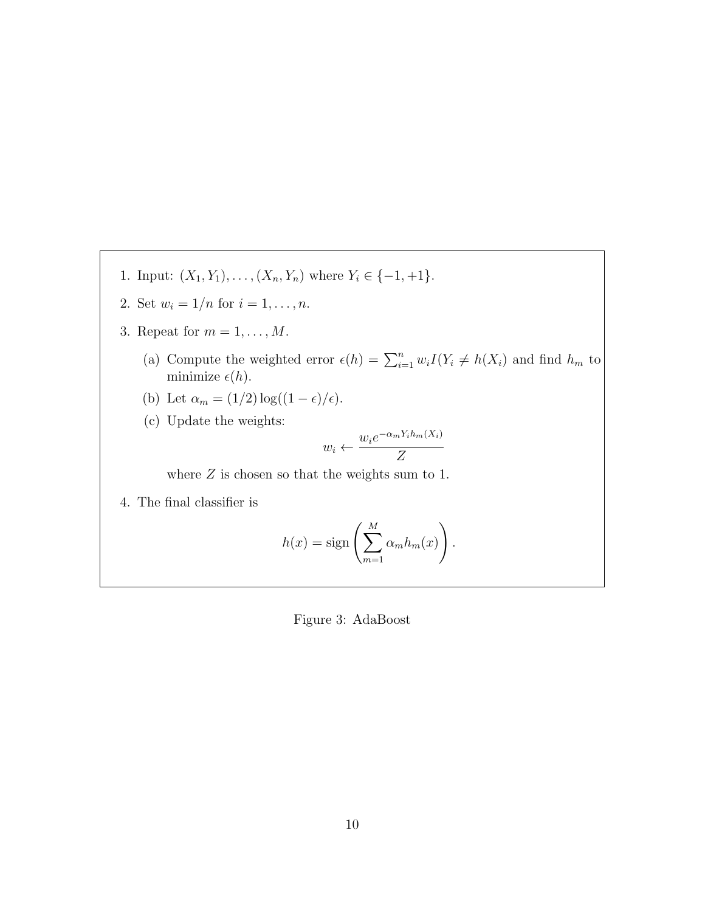1. Input: $(X_1, Y_1), \ldots, (X_n, Y_n)$ where $Y_i \in \{-1, +1\}$.
2. Set $w_i = 1/n$ for $i = 1, \ldots, n$.
3. Repeat for $m = 1, \ldots, M$.
   (a) Compute the weighted error $\epsilon(h) = \sum_{i=1}^n w_i I(Y_i \neq h(X_i)$ and find $h_m$ to minimize $\epsilon(h)$.
   (b) Let $\alpha_m = (1/2) \log((1 - \epsilon)/\epsilon)$.
   (c) Update the weights:
   $$w_i \leftarrow \frac{w_i e^{-\alpha_m Y_i h_m(X_i)}}{Z}$$
   where $Z$ is chosen so that the weights sum to 1.
4. The final classifier is
$$h(x) = \text{sign}\left(\sum_{m=1}^M \alpha_m h_m(x)\right).$$

Figure 3: AdaBoost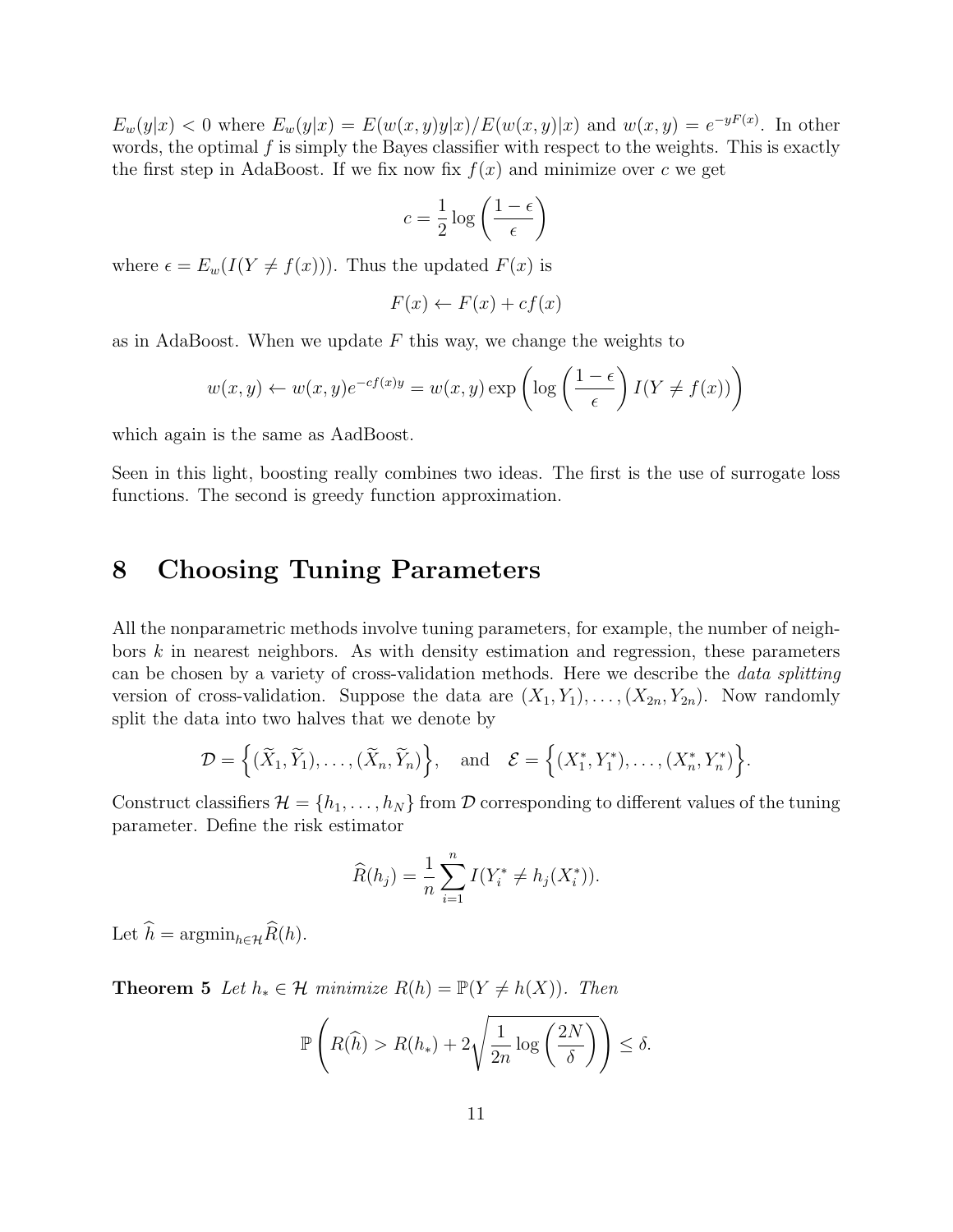$E_w(y|x) < 0$ where $E_w(y|x) = E(w(x,y)y|x)/E(w(x,y)|x)$ and $w(x,y) = e^{-yF(x)}$. In other words, the optimal $f$ is simply the Bayes classifier with respect to the weights. This is exactly the first step in AdaBoost. If we fix now fix $f(x)$ and minimize over $c$ we get

$$c = \frac{1}{2}\log\left(\frac{1-\epsilon}{\epsilon}\right)$$

where $\epsilon = E_w(I(Y \neq f(x)))$. Thus the updated $F(x)$ is

$$F(x) \leftarrow F(x) + cf(x)$$

as in AdaBoost. When we update $F$ this way, we change the weights to

$$w(x,y) \leftarrow w(x,y)e^{-cf(x)y} = w(x,y)\exp\left(\log\left(\frac{1-\epsilon}{\epsilon}\right)I(Y \neq f(x))\right)$$

which again is the same as AadBoost.

Seen in this light, boosting really combines two ideas. The first is the use of surrogate loss functions. The second is greedy function approximation.

# 8 Choosing Tuning Parameters

All the nonparametric methods involve tuning parameters, for example, the number of neighbors $k$ in nearest neighbors. As with density estimation and regression, these parameters can be chosen by a variety of cross-validation methods. Here we describe the *data splitting* version of cross-validation. Suppose the data are $(X_1, Y_1), \ldots, (X_{2n}, Y_{2n})$. Now randomly split the data into two halves that we denote by

$$\mathcal{D} = \left\{(\widetilde{X}_1, \widetilde{Y}_1), \ldots, (\widetilde{X}_n, \widetilde{Y}_n)\right\}, \quad \text{and} \quad \mathcal{E} = \left\{(X_1^*, Y_1^*), \ldots, (X_n^*, Y_n^*)\right\}.$$

Construct classifiers $\mathcal{H} = \{h_1, \ldots, h_N\}$ from $\mathcal{D}$ corresponding to different values of the tuning parameter. Define the risk estimator

$$\widehat{R}(h_j) = \frac{1}{n}\sum_{i=1}^{n} I(Y_i^* \neq h_j(X_i^*)).$$

Let $\widehat{h} = \text{argmin}_{h \in \mathcal{H}}\widehat{R}(h)$.

**Theorem 5** *Let $h_* \in \mathcal{H}$ minimize $R(h) = \mathbb{P}(Y \neq h(X))$. Then*

$$\mathbb{P}\left(R(\widehat{h}) > R(h_*) + 2\sqrt{\frac{1}{2n}\log\left(\frac{2N}{\delta}\right)}\right) \leq \delta.$$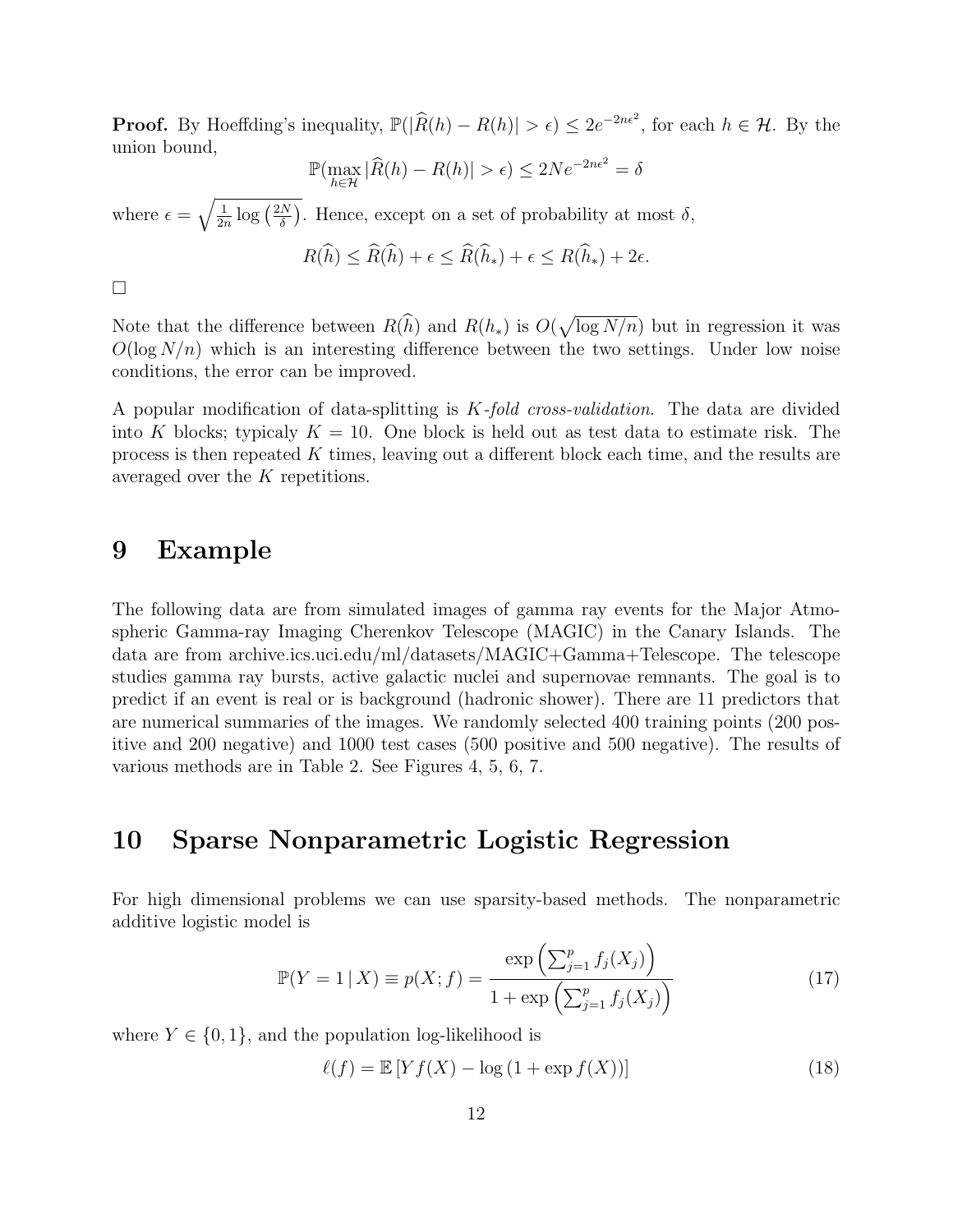**Proof.** By Hoeffding's inequality, $\mathbb{P}(|\widehat{R}(h) - R(h)| > \epsilon) \leq 2e^{-2n\epsilon^2}$, for each $h \in \mathcal{H}$. By the union bound,

$$\mathbb{P}(\max_{h \in \mathcal{H}} |\widehat{R}(h) - R(h)| > \epsilon) \leq 2Ne^{-2n\epsilon^2} = \delta$$

where $\epsilon = \sqrt{\frac{1}{2n} \log\left(\frac{2N}{\delta}\right)}$. Hence, except on a set of probability at most $\delta$,

$$R(\widehat{h}) \leq \widehat{R}(\widehat{h}) + \epsilon \leq \widehat{R}(\widehat{h}_*) + \epsilon \leq R(\widehat{h}_*) + 2\epsilon.$$

□

Note that the difference between $R(\widehat{h})$ and $R(h_*)$ is $O(\sqrt{\log N/n})$ but in regression it was $O(\log N/n)$ which is an interesting difference between the two settings. Under low noise conditions, the error can be improved.

A popular modification of data-splitting is *K-fold cross-validation*. The data are divided into $K$ blocks; typicaly $K = 10$. One block is held out as test data to estimate risk. The process is then repeated $K$ times, leaving out a different block each time, and the results are averaged over the $K$ repetitions.

# 9 Example

The following data are from simulated images of gamma ray events for the Major Atmospheric Gamma-ray Imaging Cherenkov Telescope (MAGIC) in the Canary Islands. The data are from archive.ics.uci.edu/ml/datasets/MAGIC+Gamma+Telescope. The telescope studies gamma ray bursts, active galactic nuclei and supernovae remnants. The goal is to predict if an event is real or is background (hadronic shower). There are 11 predictors that are numerical summaries of the images. We randomly selected 400 training points (200 positive and 200 negative) and 1000 test cases (500 positive and 500 negative). The results of various methods are in Table 2. See Figures 4, 5, 6, 7.

# 10 Sparse Nonparametric Logistic Regression

For high dimensional problems we can use sparsity-based methods. The nonparametric additive logistic model is

$$\mathbb{P}(Y = 1 \mid X) \equiv p(X; f) = \frac{\exp\left(\sum_{j=1}^{p} f_j(X_j)\right)}{1 + \exp\left(\sum_{j=1}^{p} f_j(X_j)\right)} \tag{17}$$

where $Y \in \{0, 1\}$, and the population log-likelihood is

$$\ell(f) = \mathbb{E}\left[Y f(X) - \log\left(1 + \exp f(X)\right)\right] \tag{18}$$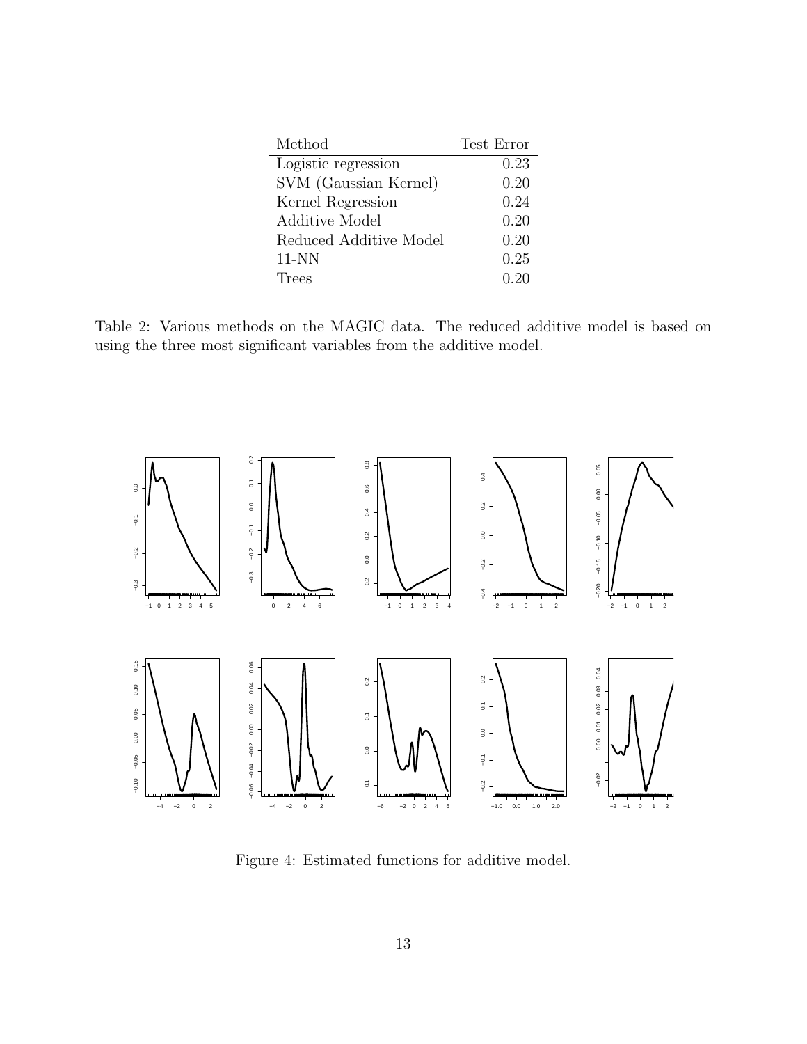| Method | Test Error |
|---|---|
| Logistic regression | 0.23 |
| SVM (Gaussian Kernel) | 0.20 |
| Kernel Regression | 0.24 |
| Additive Model | 0.20 |
| Reduced Additive Model | 0.20 |
| 11-NN | 0.25 |
| Trees | 0.20 |

Table 2: Various methods on the MAGIC data. The reduced additive model is based on using the three most significant variables from the additive model.

Figure 4: Estimated functions for additive model.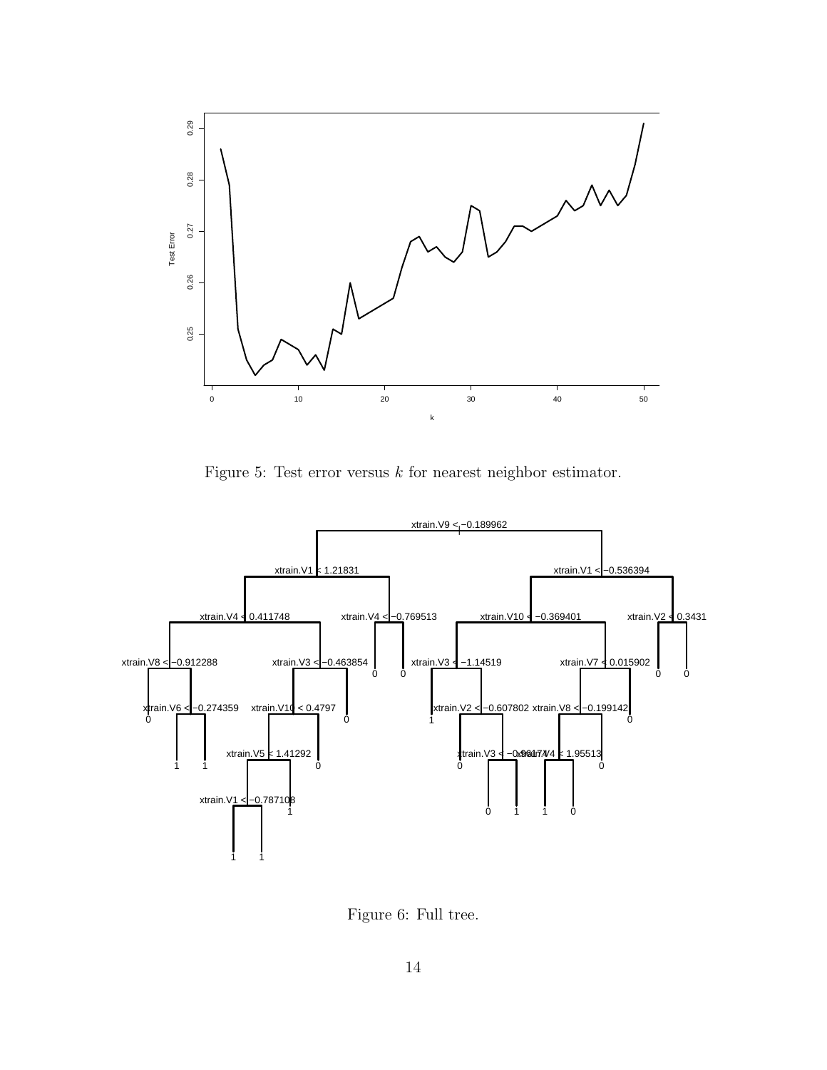Figure 5: Test error versus $k$ for nearest neighbor estimator.

Figure 6: Full tree.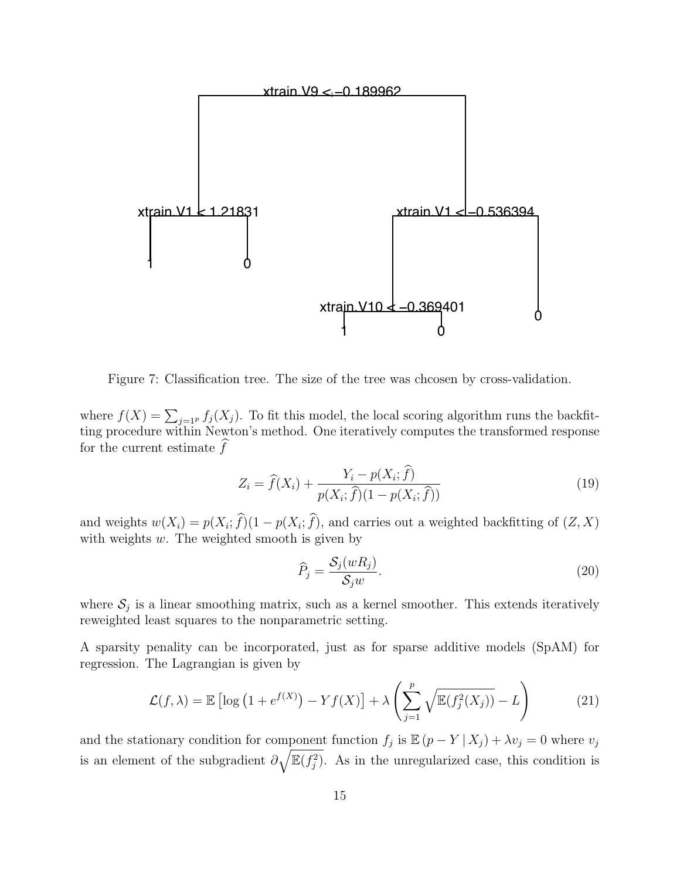Figure 7: Classification tree. The size of the tree was chcosen by cross-validation.

where $f(X) = \sum_{j=1^p} f_j(X_j)$. To fit this model, the local scoring algorithm runs the backfitting procedure within Newton's method. One iteratively computes the transformed response for the current estimate $\widehat{f}$

$$Z_i = \widehat{f}(X_i) + \frac{Y_i - p(X_i; \widehat{f})}{p(X_i; \widehat{f})(1 - p(X_i; \widehat{f}))} \tag{19}$$

and weights $w(X_i) = p(X_i; \widehat{f})(1 - p(X_i; \widehat{f})$, and carries out a weighted backfitting of $(Z, X)$ with weights $w$. The weighted smooth is given by

$$\widehat{P}_j = \frac{\mathcal{S}_j(wR_j)}{\mathcal{S}_j w}. \tag{20}$$

where $\mathcal{S}_j$ is a linear smoothing matrix, such as a kernel smoother. This extends iteratively reweighted least squares to the nonparametric setting.

A sparsity penality can be incorporated, just as for sparse additive models (SpAM) for regression. The Lagrangian is given by

$$\mathcal{L}(f, \lambda) = \mathbb{E}\left[\log\left(1 + e^{f(X)}\right) - Y f(X)\right] + \lambda \left( \sum_{j=1}^{p} \sqrt{\mathbb{E}(f_j^2(X_j))} - L \right) \tag{21}$$

and the stationary condition for component function $f_j$ is $\mathbb{E}\left(p - Y \mid X_j\right) + \lambda v_j = 0$ where $v_j$ is an element of the subgradient $\partial \sqrt{\mathbb{E}(f_j^2)}$. As in the unregularized case, this condition is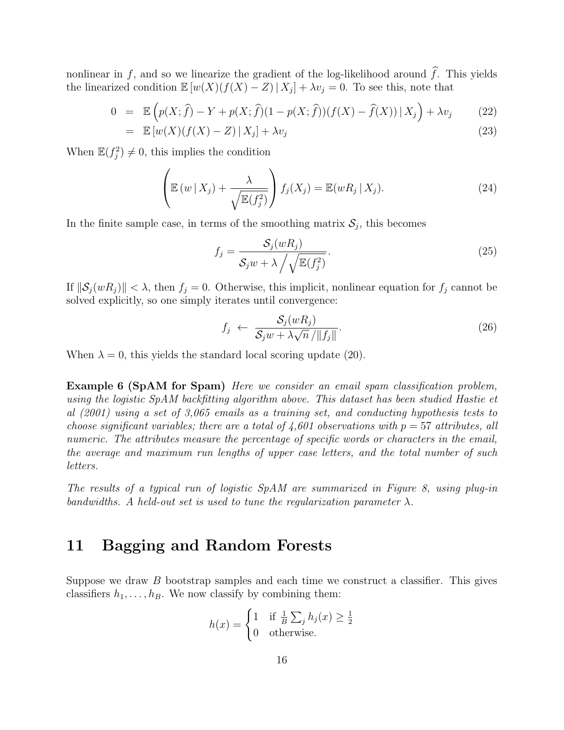nonlinear in $f$, and so we linearize the gradient of the log-likelihood around $\widehat{f}$. This yields the linearized condition $\mathbb{E}\left[w(X)(f(X) - Z) \,|\, X_j\right] + \lambda v_j = 0$. To see this, note that

$$
\begin{aligned}
0 &= \mathbb{E}\left(p(X;\widehat{f}) - Y + p(X;\widehat{f})(1-p(X;\widehat{f}))(f(X) - \widehat{f}(X)) \,|\, X_j\right) + \lambda v_j & (22)\\
&= \mathbb{E}\left[w(X)(f(X) - Z) \,|\, X_j\right] + \lambda v_j & (23)
\end{aligned}
$$

When $\mathbb{E}(f_j^2) \neq 0$, this implies the condition

$$
\left(\mathbb{E}\left(w \,|\, X_j\right) + \frac{\lambda}{\sqrt{\mathbb{E}(f_j^2)}}\right) f_j(X_j) = \mathbb{E}(wR_j \,|\, X_j). \tag{24}
$$

In the finite sample case, in terms of the smoothing matrix $\mathcal{S}_j$, this becomes

$$
f_j = \frac{\mathcal{S}_j(wR_j)}{\mathcal{S}_j w + \lambda \Big/ \sqrt{\mathbb{E}(f_j^2)}}. \tag{25}
$$

If $\|\mathcal{S}_j(wR_j)\| < \lambda$, then $f_j = 0$. Otherwise, this implicit, nonlinear equation for $f_j$ cannot be solved explicitly, so one simply iterates until convergence:

$$
f_j \;\leftarrow\; \frac{\mathcal{S}_j(wR_j)}{\mathcal{S}_j w + \lambda\sqrt{n}\,/\|f_j\|}. \tag{26}
$$

When $\lambda = 0$, this yields the standard local scoring update (20).

**Example 6 (SpAM for Spam)** *Here we consider an email spam classification problem, using the logistic SpAM backfitting algorithm above. This dataset has been studied Hastie et al (2001) using a set of 3,065 emails as a training set, and conducting hypothesis tests to choose significant variables; there are a total of 4,601 observations with $p = 57$ attributes, all numeric. The attributes measure the percentage of specific words or characters in the email, the average and maximum run lengths of upper case letters, and the total number of such letters.*

*The results of a typical run of logistic SpAM are summarized in Figure 8, using plug-in bandwidths. A held-out set is used to tune the regularization parameter $\lambda$.*

# 11 Bagging and Random Forests

Suppose we draw $B$ bootstrap samples and each time we construct a classifier. This gives classifiers $h_1, \ldots, h_B$. We now classify by combining them:

$$
h(x) = \begin{cases} 1 & \text{if } \frac{1}{B}\sum_j h_j(x) \geq \frac{1}{2} \\ 0 & \text{otherwise.} \end{cases}
$$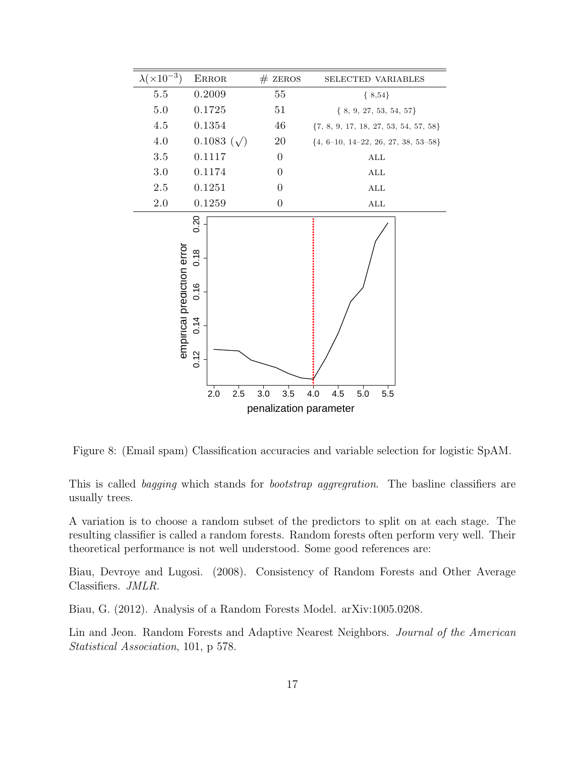| $\lambda(\times 10^{-3})$ | Error | # zeros | selected variables |
|---|---|---|---|
| 5.5 | 0.2009 | 55 | { 8,54} |
| 5.0 | 0.1725 | 51 | { 8, 9, 27, 53, 54, 57} |
| 4.5 | 0.1354 | 46 | {7, 8, 9, 17, 18, 27, 53, 54, 57, 58} |
| 4.0 | 0.1083 ($\surd$) | 20 | {4, 6–10, 14–22, 26, 27, 38, 53–58} |
| 3.5 | 0.1117 | 0 | all |
| 3.0 | 0.1174 | 0 | all |
| 2.5 | 0.1251 | 0 | all |
| 2.0 | 0.1259 | 0 | all |

Figure 8: (Email spam) Classification accuracies and variable selection for logistic SpAM.

This is called *bagging* which stands for *bootstrap aggregration*. The basline classifiers are usually trees.

A variation is to choose a random subset of the predictors to split on at each stage. The resulting classifier is called a random forests. Random forests often perform very well. Their theoretical performance is not well understood. Some good references are:

Biau, Devroye and Lugosi. (2008). Consistency of Random Forests and Other Average Classifiers. *JMLR*.

Biau, G. (2012). Analysis of a Random Forests Model. arXiv:1005.0208.

Lin and Jeon. Random Forests and Adaptive Nearest Neighbors. *Journal of the American Statistical Association*, 101, p 578.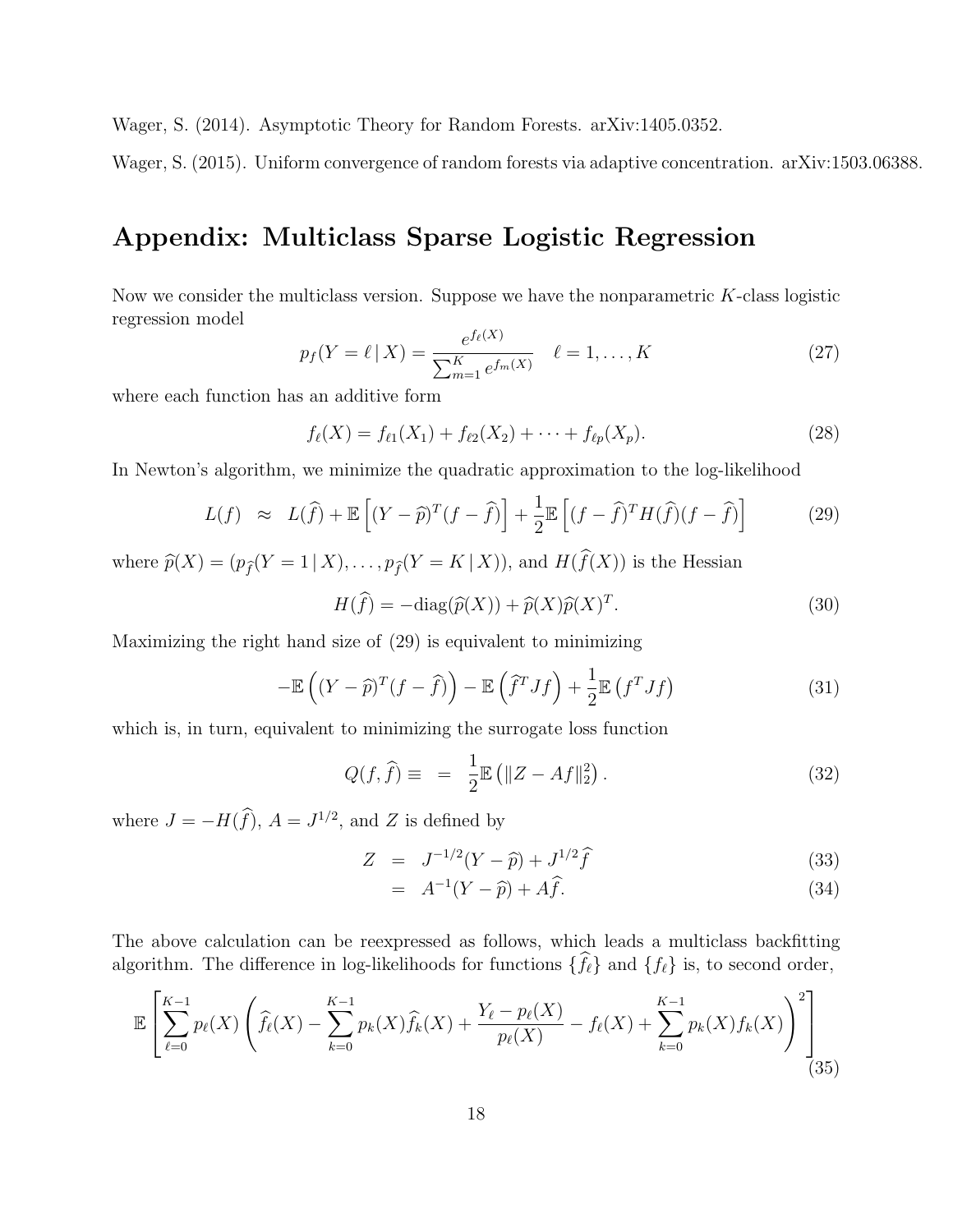Wager, S. (2014). Asymptotic Theory for Random Forests. arXiv:1405.0352.

Wager, S. (2015). Uniform convergence of random forests via adaptive concentration. arXiv:1503.06388.

# Appendix: Multiclass Sparse Logistic Regression

Now we consider the multiclass version. Suppose we have the nonparametric $K$-class logistic regression model

$$p_f(Y = \ell \,|\, X) = \frac{e^{f_\ell(X)}}{\sum_{m=1}^K e^{f_m(X)}} \quad \ell = 1, \ldots, K \tag{27}$$

where each function has an additive form

$$f_\ell(X) = f_{\ell 1}(X_1) + f_{\ell 2}(X_2) + \cdots + f_{\ell p}(X_p). \tag{28}$$

In Newton's algorithm, we minimize the quadratic approximation to the log-likelihood

$$L(f) \;\approx\; L(\widehat{f}) + \mathbb{E}\left[(Y - \widehat{p})^T(f - \widehat{f})\right] + \frac{1}{2}\mathbb{E}\left[(f - \widehat{f})^T H(\widehat{f})(f - \widehat{f})\right] \tag{29}$$

where $\widehat{p}(X) = (p_{\widehat{f}}(Y = 1 \,|\, X), \ldots, p_{\widehat{f}}(Y = K \,|\, X))$, and $H(\widehat{f}(X))$ is the Hessian

$$H(\widehat{f}) = -\mathrm{diag}(\widehat{p}(X)) + \widehat{p}(X)\widehat{p}(X)^T. \tag{30}$$

Maximizing the right hand size of (29) is equivalent to minimizing

$$-\mathbb{E}\left((Y - \widehat{p})^T(f - \widehat{f})\right) - \mathbb{E}\left(\widehat{f}^T J f\right) + \frac{1}{2}\mathbb{E}\left(f^T J f\right) \tag{31}$$

which is, in turn, equivalent to minimizing the surrogate loss function

$$Q(f, \widehat{f}) \equiv \;=\; \frac{1}{2}\mathbb{E}\left(\|Z - Af\|_2^2\right). \tag{32}$$

where $J = -H(\widehat{f})$, $A = J^{1/2}$, and $Z$ is defined by

$$Z \;=\; J^{-1/2}(Y - \widehat{p}) + J^{1/2}\widehat{f} \tag{33}$$

$$\;=\; A^{-1}(Y - \widehat{p}) + A\widehat{f}. \tag{34}$$

The above calculation can be reexpressed as follows, which leads a multiclass backfitting algorithm. The difference in log-likelihoods for functions $\{\widehat{f}_\ell\}$ and $\{f_\ell\}$ is, to second order,

$$\mathbb{E}\left[\sum_{\ell=0}^{K-1} p_\ell(X)\left(\widehat{f}_\ell(X) - \sum_{k=0}^{K-1} p_k(X)\widehat{f}_k(X) + \frac{Y_\ell - p_\ell(X)}{p_\ell(X)} - f_\ell(X) + \sum_{k=0}^{K-1} p_k(X) f_k(X)\right)^2\right] \tag{35}$$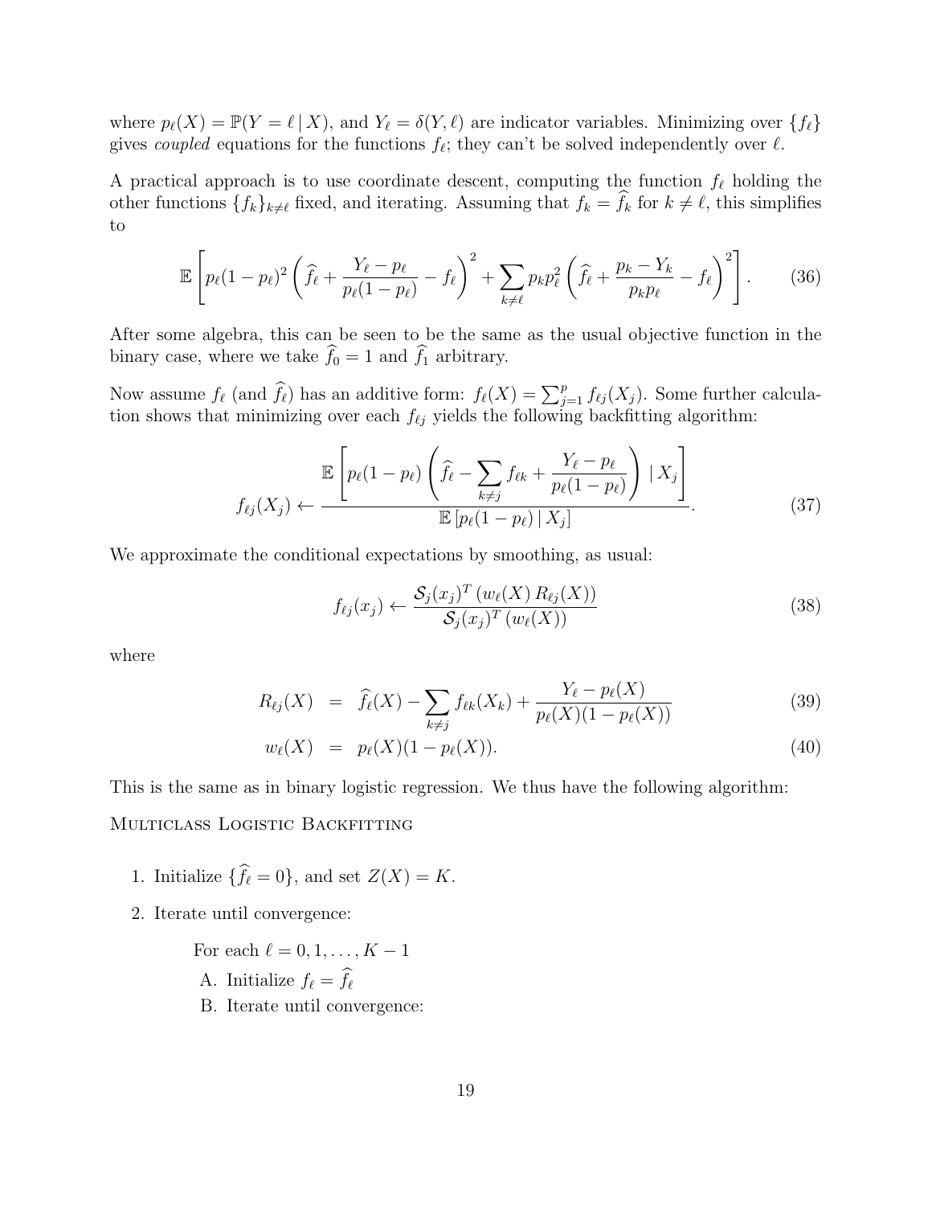where $p_\ell(X) = \mathbb{P}(Y = \ell \,|\, X)$, and $Y_\ell = \delta(Y, \ell)$ are indicator variables. Minimizing over $\{f_\ell\}$ gives *coupled* equations for the functions $f_\ell$; they can't be solved independently over $\ell$.

A practical approach is to use coordinate descent, computing the function $f_\ell$ holding the other functions $\{f_k\}_{k \neq \ell}$ fixed, and iterating. Assuming that $f_k = \widehat{f}_k$ for $k \neq \ell$, this simplifies to

$$\mathbb{E}\left[ p_\ell(1-p_\ell)^2 \left( \widehat{f}_\ell + \frac{Y_\ell - p_\ell}{p_\ell(1-p_\ell)} - f_\ell \right)^2 + \sum_{k \neq \ell} p_k p_\ell^2 \left( \widehat{f}_\ell + \frac{p_k - Y_k}{p_k p_\ell} - f_\ell \right)^2 \right]. \tag{36}$$

After some algebra, this can be seen to be the same as the usual objective function in the binary case, where we take $\widehat{f}_0 = 1$ and $\widehat{f}_1$ arbitrary.

Now assume $f_\ell$ (and $\widehat{f}_\ell$) has an additive form: $f_\ell(X) = \sum_{j=1}^p f_{\ell j}(X_j)$. Some further calculation shows that minimizing over each $f_{\ell j}$ yields the following backfitting algorithm:

$$f_{\ell j}(X_j) \leftarrow \frac{\mathbb{E}\left[ p_\ell(1-p_\ell) \left( \widehat{f}_\ell - \sum_{k \neq j} f_{\ell k} + \frac{Y_\ell - p_\ell}{p_\ell(1-p_\ell)} \right) \,|\, X_j \right]}{\mathbb{E}\left[ p_\ell(1-p_\ell) \,|\, X_j \right]}. \tag{37}$$

We approximate the conditional expectations by smoothing, as usual:

$$f_{\ell j}(x_j) \leftarrow \frac{\mathcal{S}_j(x_j)^T \left( w_\ell(X)\, R_{\ell j}(X) \right)}{\mathcal{S}_j(x_j)^T \left( w_\ell(X) \right)} \tag{38}$$

where

$$R_{\ell j}(X) = \widehat{f}_\ell(X) - \sum_{k \neq j} f_{\ell k}(X_k) + \frac{Y_\ell - p_\ell(X)}{p_\ell(X)(1 - p_\ell(X))} \tag{39}$$

$$w_\ell(X) = p_\ell(X)(1 - p_\ell(X)). \tag{40}$$

This is the same as in binary logistic regression. We thus have the following algorithm:

Multiclass Logistic Backfitting

1. Initialize $\{\widehat{f}_\ell = 0\}$, and set $Z(X) = K$.
2. Iterate until convergence:

   For each $\ell = 0, 1, \ldots, K-1$

   A. Initialize $f_\ell = \widehat{f}_\ell$

   B. Iterate until convergence: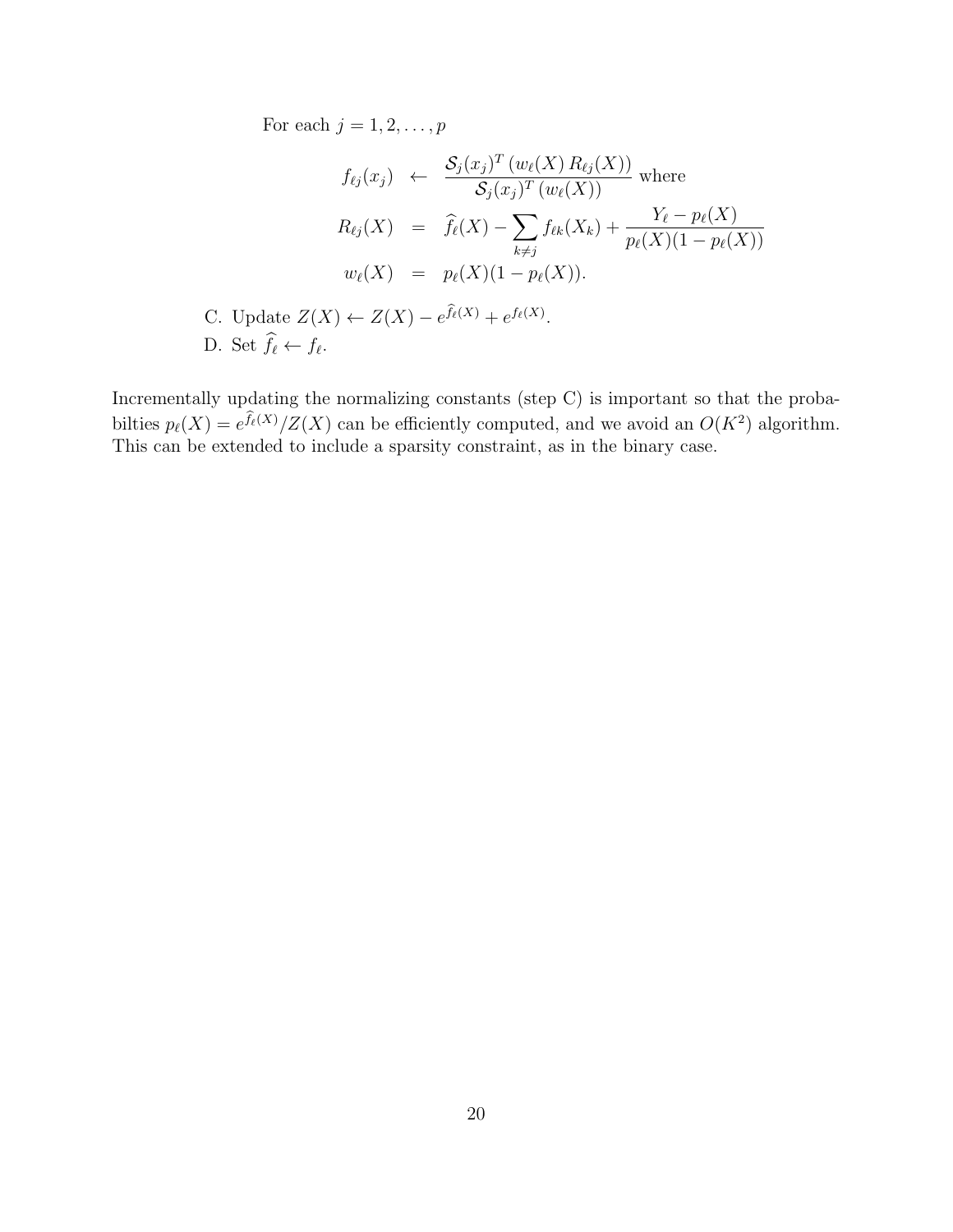For each $j = 1, 2, \ldots, p$

$$
\begin{aligned}
f_{\ell j}(x_j) &\leftarrow \frac{\mathcal{S}_j(x_j)^T \left(w_\ell(X)\, R_{\ell j}(X)\right)}{\mathcal{S}_j(x_j)^T \left(w_\ell(X)\right)} \text{ where} \\
R_{\ell j}(X) &= \widehat{f}_\ell(X) - \sum_{k \neq j} f_{\ell k}(X_k) + \frac{Y_\ell - p_\ell(X)}{p_\ell(X)(1 - p_\ell(X))} \\
w_\ell(X) &= p_\ell(X)(1 - p_\ell(X)).
\end{aligned}
$$

C. Update $Z(X) \leftarrow Z(X) - e^{\widehat{f}_\ell(X)} + e^{f_\ell(X)}$.

D. Set $\widehat{f}_\ell \leftarrow f_\ell$.

Incrementally updating the normalizing constants (step C) is important so that the probabilties $p_\ell(X) = e^{\widehat{f}_\ell(X)}/Z(X)$ can be efficiently computed, and we avoid an $O(K^2)$ algorithm. This can be extended to include a sparsity constraint, as in the binary case.